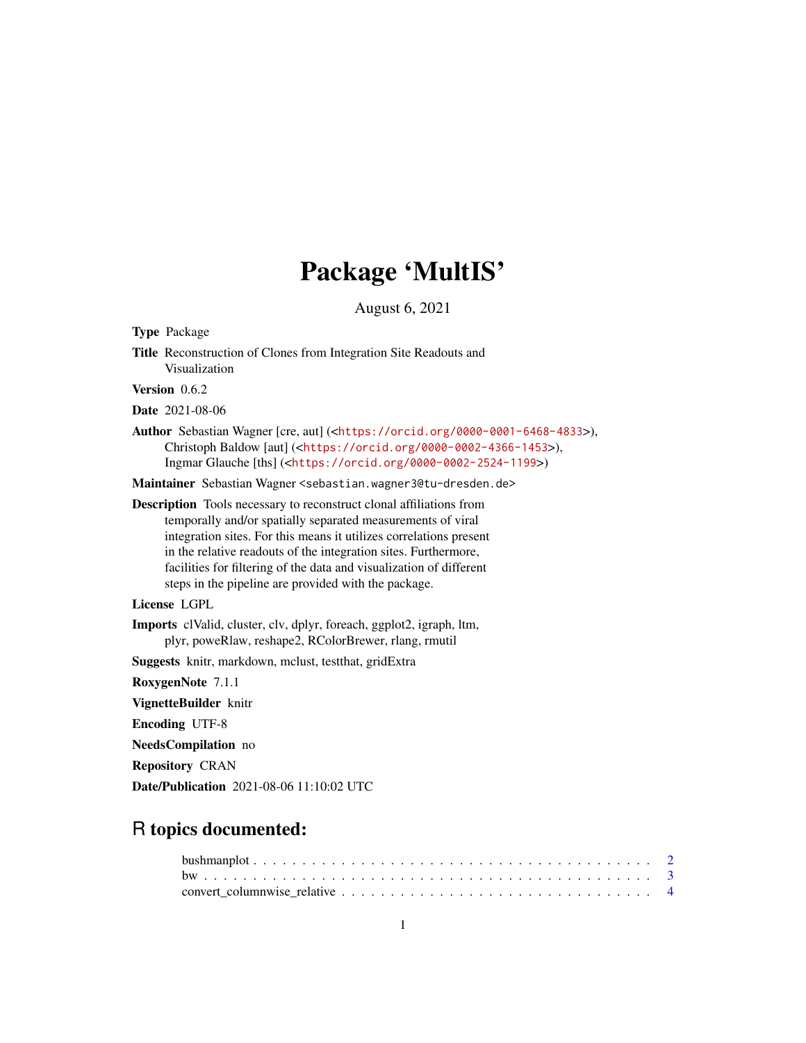# Package 'MultIS'

August 6, 2021

**Type** Package

**Title** Reconstruction of Clones from Integration Site Readouts and Visualization

**Version** 0.6.2

**Date** 2021-08-06

**Author** Sebastian Wagner [cre, aut] (<https://orcid.org/0000-0001-6468-4833>), Christoph Baldow [aut] (<https://orcid.org/0000-0002-4366-1453>), Ingmar Glauche [ths] (<https://orcid.org/0000-0002-2524-1199>)

**Maintainer** Sebastian Wagner <sebastian.wagner3@tu-dresden.de>

**Description** Tools necessary to reconstruct clonal affiliations from temporally and/or spatially separated measurements of viral integration sites. For this means it utilizes correlations present in the relative readouts of the integration sites. Furthermore, facilities for filtering of the data and visualization of different steps in the pipeline are provided with the package.

**License** LGPL

**Imports** clValid, cluster, clv, dplyr, foreach, ggplot2, igraph, ltm, plyr, poweRlaw, reshape2, RColorBrewer, rlang, rmutil

**Suggests** knitr, markdown, mclust, testthat, gridExtra

**RoxygenNote** 7.1.1

**VignetteBuilder** knitr

**Encoding** UTF-8

**NeedsCompilation** no

**Repository** CRAN

**Date/Publication** 2021-08-06 11:10:02 UTC

## R topics documented:

bushmanplot . . . . . . . . . . . . . . . . . . . . . . . . . . . . . . . . . . . . . . . . 2
bw . . . . . . . . . . . . . . . . . . . . . . . . . . . . . . . . . . . . . . . . . . . . . 3
convert_columnwise_relative . . . . . . . . . . . . . . . . . . . . . . . . . . . . . . . . 4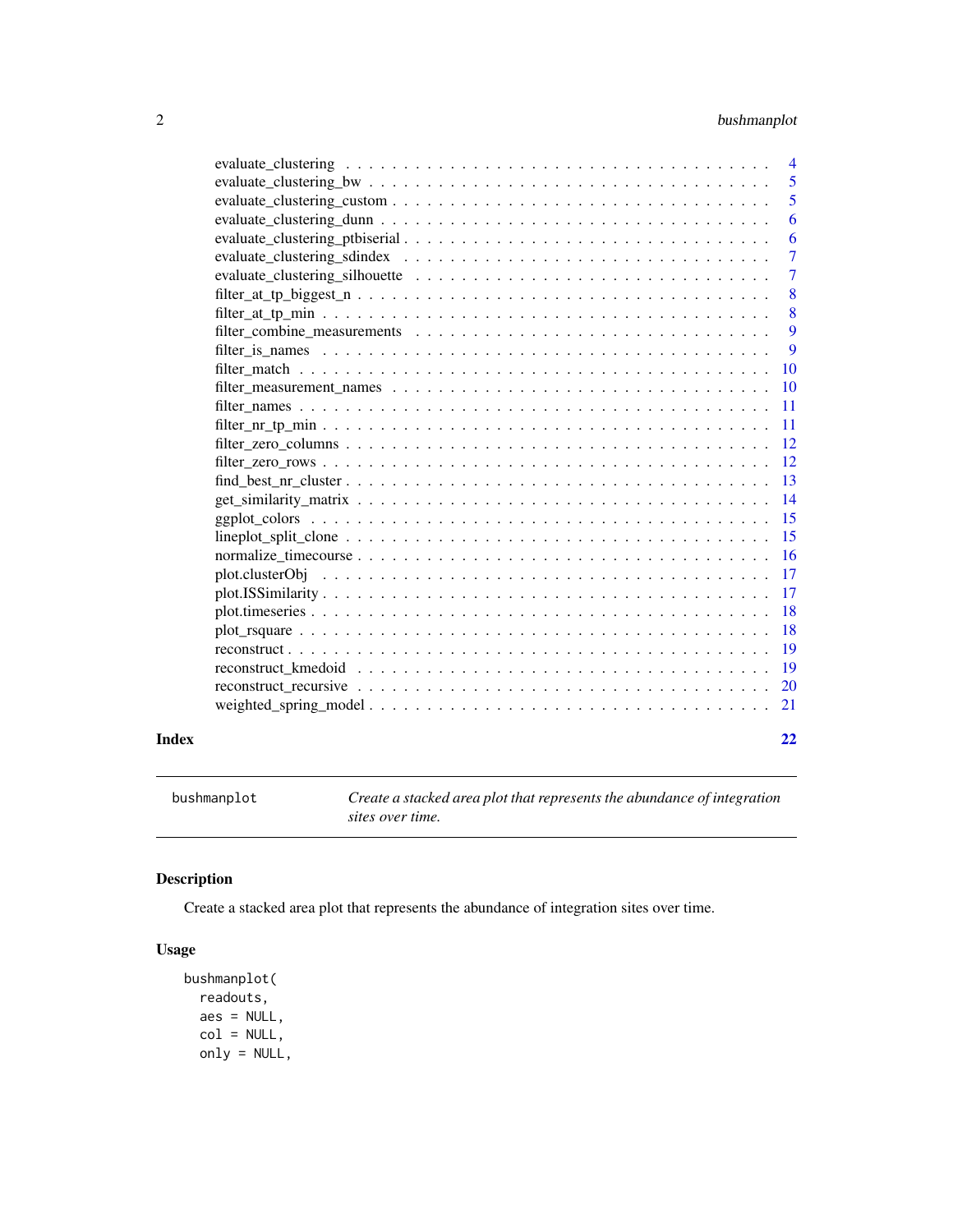evaluate_clustering . . . . . . . . . . . . . . . . . . . . . . . . . . . . . . . . . . 4
evaluate_clustering_bw . . . . . . . . . . . . . . . . . . . . . . . . . . . . . . . . 5
evaluate_clustering_custom . . . . . . . . . . . . . . . . . . . . . . . . . . . . . . 5
evaluate_clustering_dunn . . . . . . . . . . . . . . . . . . . . . . . . . . . . . . . 6
evaluate_clustering_ptbiserial . . . . . . . . . . . . . . . . . . . . . . . . . . . . 6
evaluate_clustering_sdindex . . . . . . . . . . . . . . . . . . . . . . . . . . . . . 7
evaluate_clustering_silhouette . . . . . . . . . . . . . . . . . . . . . . . . . . . . 7
filter_at_tp_biggest_n . . . . . . . . . . . . . . . . . . . . . . . . . . . . . . . . 8
filter_at_tp_min . . . . . . . . . . . . . . . . . . . . . . . . . . . . . . . . . . . . 8
filter_combine_measurements . . . . . . . . . . . . . . . . . . . . . . . . . . . . . 9
filter_is_names . . . . . . . . . . . . . . . . . . . . . . . . . . . . . . . . . . . . 9
filter_match . . . . . . . . . . . . . . . . . . . . . . . . . . . . . . . . . . . . . . 10
filter_measurement_names . . . . . . . . . . . . . . . . . . . . . . . . . . . . . . 10
filter_names . . . . . . . . . . . . . . . . . . . . . . . . . . . . . . . . . . . . . . 11
filter_nr_tp_min . . . . . . . . . . . . . . . . . . . . . . . . . . . . . . . . . . . . 11
filter_zero_columns . . . . . . . . . . . . . . . . . . . . . . . . . . . . . . . . . . 12
filter_zero_rows . . . . . . . . . . . . . . . . . . . . . . . . . . . . . . . . . . . . 12
find_best_nr_cluster . . . . . . . . . . . . . . . . . . . . . . . . . . . . . . . . . . 13
get_similarity_matrix . . . . . . . . . . . . . . . . . . . . . . . . . . . . . . . . . 14
ggplot_colors . . . . . . . . . . . . . . . . . . . . . . . . . . . . . . . . . . . . . 15
lineplot_split_clone . . . . . . . . . . . . . . . . . . . . . . . . . . . . . . . . . . 15
normalize_timecourse . . . . . . . . . . . . . . . . . . . . . . . . . . . . . . . . . 16
plot.clusterObj . . . . . . . . . . . . . . . . . . . . . . . . . . . . . . . . . . . . 17
plot.ISSimilarity . . . . . . . . . . . . . . . . . . . . . . . . . . . . . . . . . . . . 17
plot.timeseries . . . . . . . . . . . . . . . . . . . . . . . . . . . . . . . . . . . . . 18
plot_rsquare . . . . . . . . . . . . . . . . . . . . . . . . . . . . . . . . . . . . . . 18
reconstruct . . . . . . . . . . . . . . . . . . . . . . . . . . . . . . . . . . . . . . . 19
reconstruct_kmedoid . . . . . . . . . . . . . . . . . . . . . . . . . . . . . . . . . . 19
reconstruct_recursive . . . . . . . . . . . . . . . . . . . . . . . . . . . . . . . . . 20
weighted_spring_model . . . . . . . . . . . . . . . . . . . . . . . . . . . . . . . . 21

**Index** **22**

---

`bushmanplot` *Create a stacked area plot that represents the abundance of integration sites over time.*

---

## Description

Create a stacked area plot that represents the abundance of integration sites over time.

## Usage

```
bushmanplot(
  readouts,
  aes = NULL,
  col = NULL,
  only = NULL,
```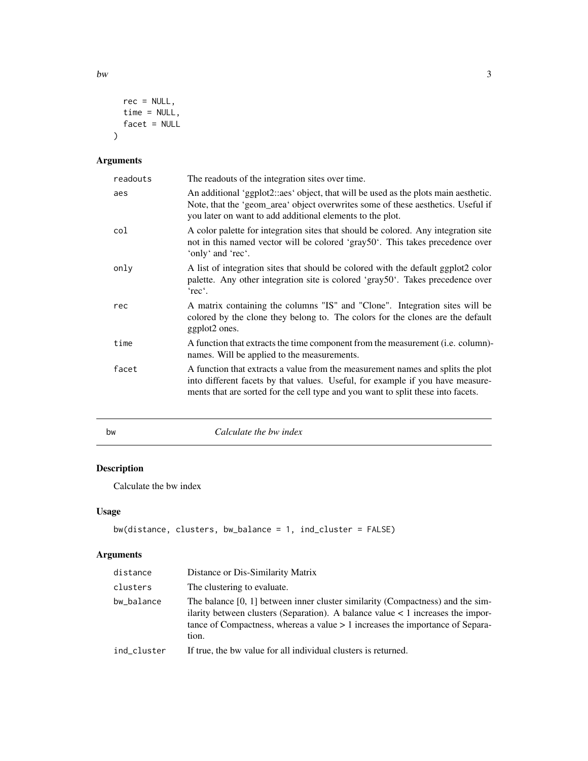```
  rec = NULL,
  time = NULL,
  facet = NULL
)
```

### Arguments

| | |
|---|---|
| readouts | The readouts of the integration sites over time. |
| aes | An additional 'ggplot2::aes' object, that will be used as the plots main aesthetic. Note, that the 'geom_area' object overwrites some of these aesthetics. Useful if you later on want to add additional elements to the plot. |
| col | A color palette for integration sites that should be colored. Any integration site not in this named vector will be colored 'gray50'. This takes precedence over 'only' and 'rec'. |
| only | A list of integration sites that should be colored with the default ggplot2 color palette. Any other integration site is colored 'gray50'. Takes precedence over 'rec'. |
| rec | A matrix containing the columns "IS" and "Clone". Integration sites will be colored by the clone they belong to. The colors for the clones are the default ggplot2 ones. |
| time | A function that extracts the time component from the measurement (i.e. column)-names. Will be applied to the measurements. |
| facet | A function that extracts a value from the measurement names and splits the plot into different facets by that values. Useful, for example if you have measurements that are sorted for the cell type and you want to split these into facets. |

---

## bw — *Calculate the bw index*

### Description

Calculate the bw index

### Usage

```
bw(distance, clusters, bw_balance = 1, ind_cluster = FALSE)
```

### Arguments

| | |
|---|---|
| distance | Distance or Dis-Similarity Matrix |
| clusters | The clustering to evaluate. |
| bw_balance | The balance [0, 1] between inner cluster similarity (Compactness) and the similarity between clusters (Separation). A balance value < 1 increases the importance of Compactness, whereas a value > 1 increases the importance of Separation. |
| ind_cluster | If true, the bw value for all individual clusters is returned. |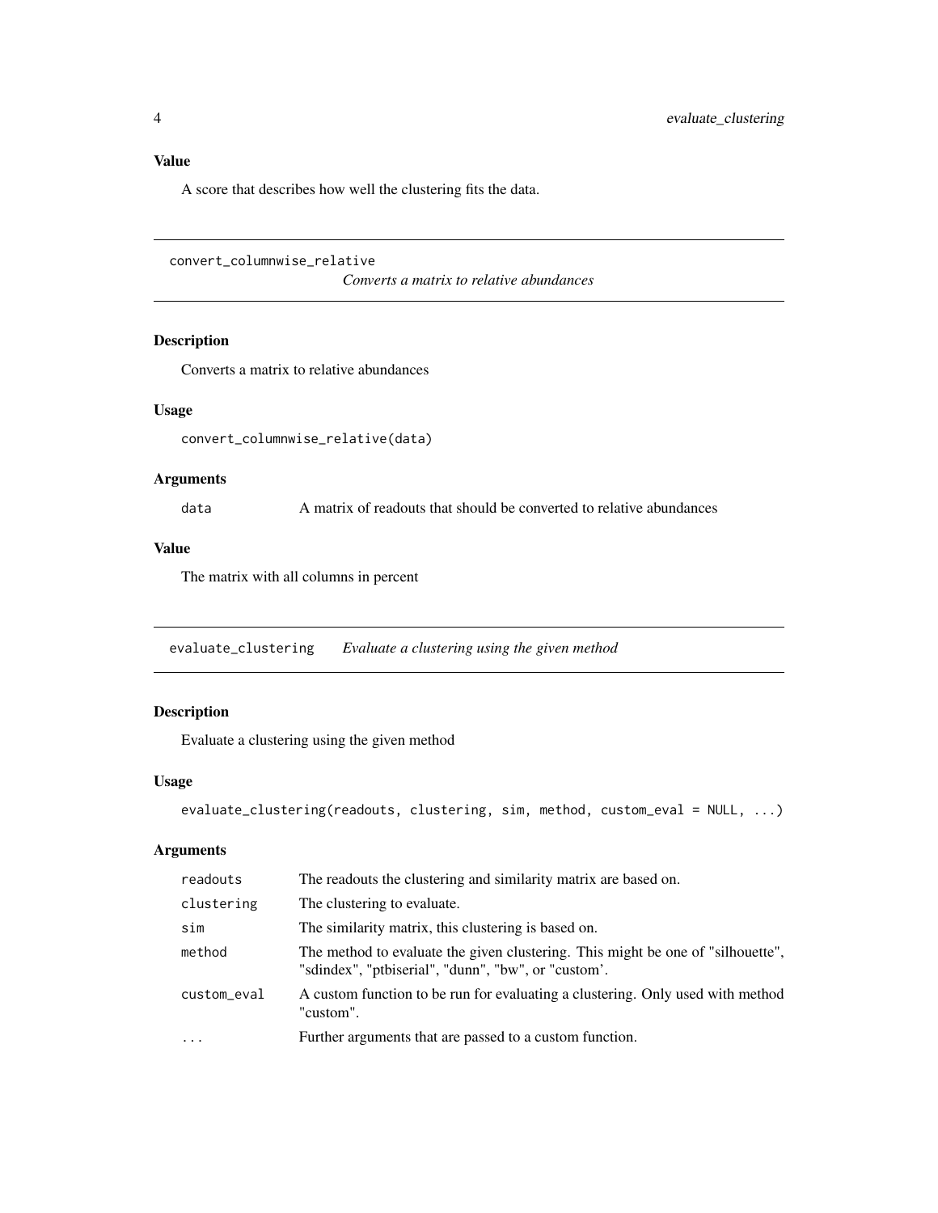### Value

A score that describes how well the clustering fits the data.

---

## convert_columnwise_relative

*Converts a matrix to relative abundances*

### Description

Converts a matrix to relative abundances

### Usage

```
convert_columnwise_relative(data)
```

### Arguments

| | |
|---|---|
| data | A matrix of readouts that should be converted to relative abundances |

### Value

The matrix with all columns in percent

---

## evaluate_clustering

*Evaluate a clustering using the given method*

### Description

Evaluate a clustering using the given method

### Usage

```
evaluate_clustering(readouts, clustering, sim, method, custom_eval = NULL, ...)
```

### Arguments

| | |
|---|---|
| readouts | The readouts the clustering and similarity matrix are based on. |
| clustering | The clustering to evaluate. |
| sim | The similarity matrix, this clustering is based on. |
| method | The method to evaluate the given clustering. This might be one of "silhouette", "sdindex", "ptbiserial", "dunn", "bw", or "custom'. |
| custom_eval | A custom function to be run for evaluating a clustering. Only used with method "custom". |
| ... | Further arguments that are passed to a custom function. |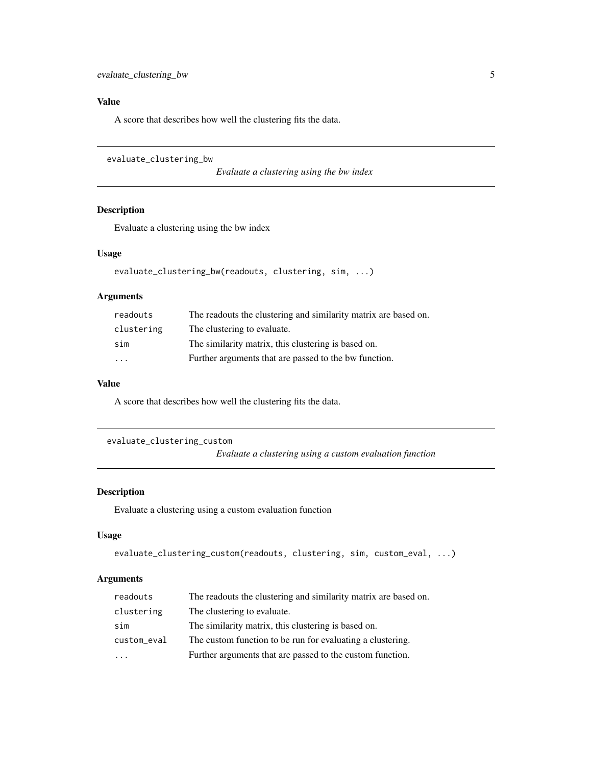## Value

A score that describes how well the clustering fits the data.

---

## evaluate_clustering_bw

*Evaluate a clustering using the bw index*

### Description

Evaluate a clustering using the bw index

### Usage

```
evaluate_clustering_bw(readouts, clustering, sim, ...)
```

### Arguments

| | |
|---|---|
| `readouts` | The readouts the clustering and similarity matrix are based on. |
| `clustering` | The clustering to evaluate. |
| `sim` | The similarity matrix, this clustering is based on. |
| `...` | Further arguments that are passed to the bw function. |

### Value

A score that describes how well the clustering fits the data.

---

## evaluate_clustering_custom

*Evaluate a clustering using a custom evaluation function*

### Description

Evaluate a clustering using a custom evaluation function

### Usage

```
evaluate_clustering_custom(readouts, clustering, sim, custom_eval, ...)
```

### Arguments

| | |
|---|---|
| `readouts` | The readouts the clustering and similarity matrix are based on. |
| `clustering` | The clustering to evaluate. |
| `sim` | The similarity matrix, this clustering is based on. |
| `custom_eval` | The custom function to be run for evaluating a clustering. |
| `...` | Further arguments that are passed to the custom function. |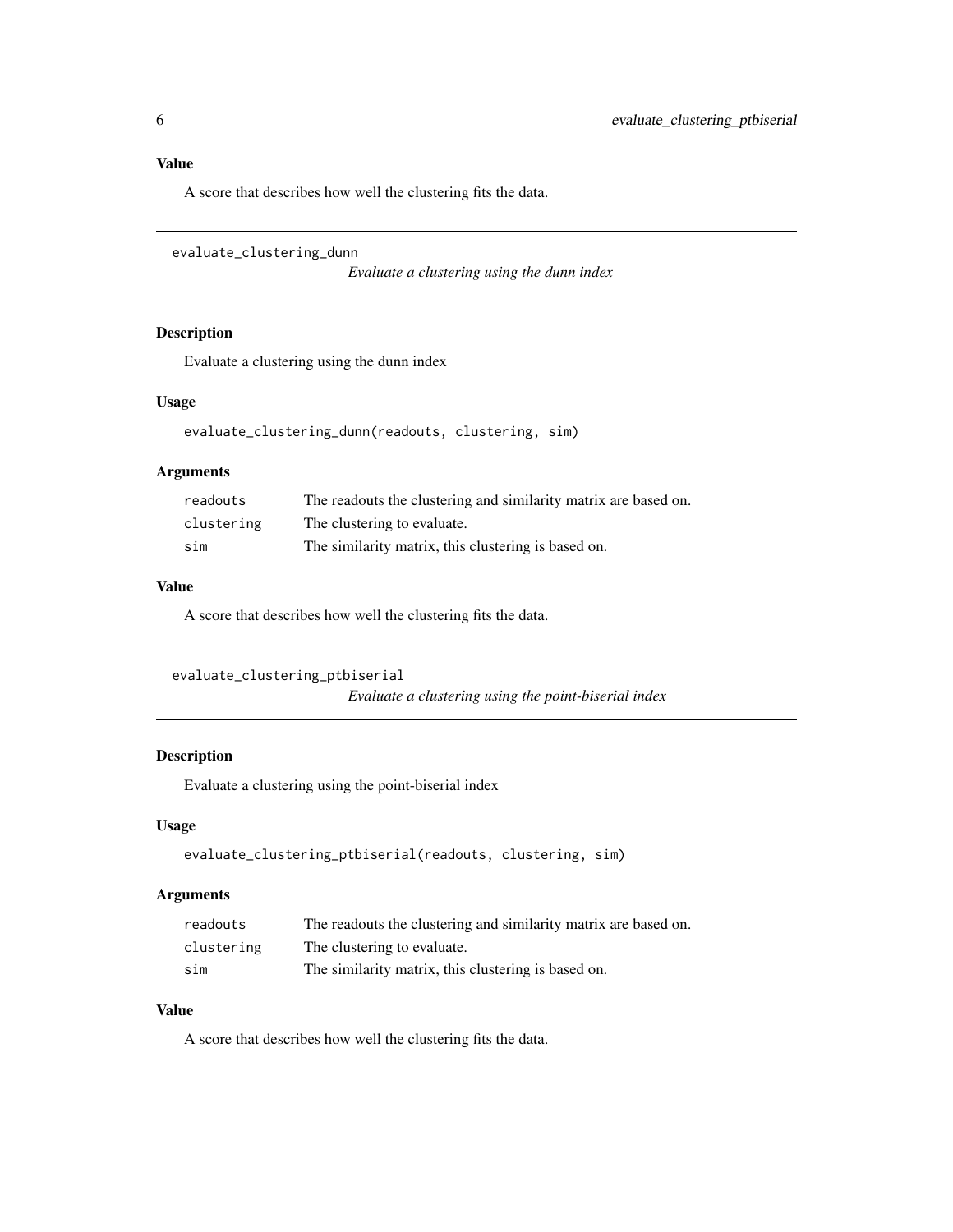### Value

A score that describes how well the clustering fits the data.

---

## evaluate_clustering_dunn

*Evaluate a clustering using the dunn index*

### Description

Evaluate a clustering using the dunn index

### Usage

```
evaluate_clustering_dunn(readouts, clustering, sim)
```

### Arguments

| | |
|---|---|
| `readouts` | The readouts the clustering and similarity matrix are based on. |
| `clustering` | The clustering to evaluate. |
| `sim` | The similarity matrix, this clustering is based on. |

### Value

A score that describes how well the clustering fits the data.

---

## evaluate_clustering_ptbiserial

*Evaluate a clustering using the point-biserial index*

### Description

Evaluate a clustering using the point-biserial index

### Usage

```
evaluate_clustering_ptbiserial(readouts, clustering, sim)
```

### Arguments

| | |
|---|---|
| `readouts` | The readouts the clustering and similarity matrix are based on. |
| `clustering` | The clustering to evaluate. |
| `sim` | The similarity matrix, this clustering is based on. |

### Value

A score that describes how well the clustering fits the data.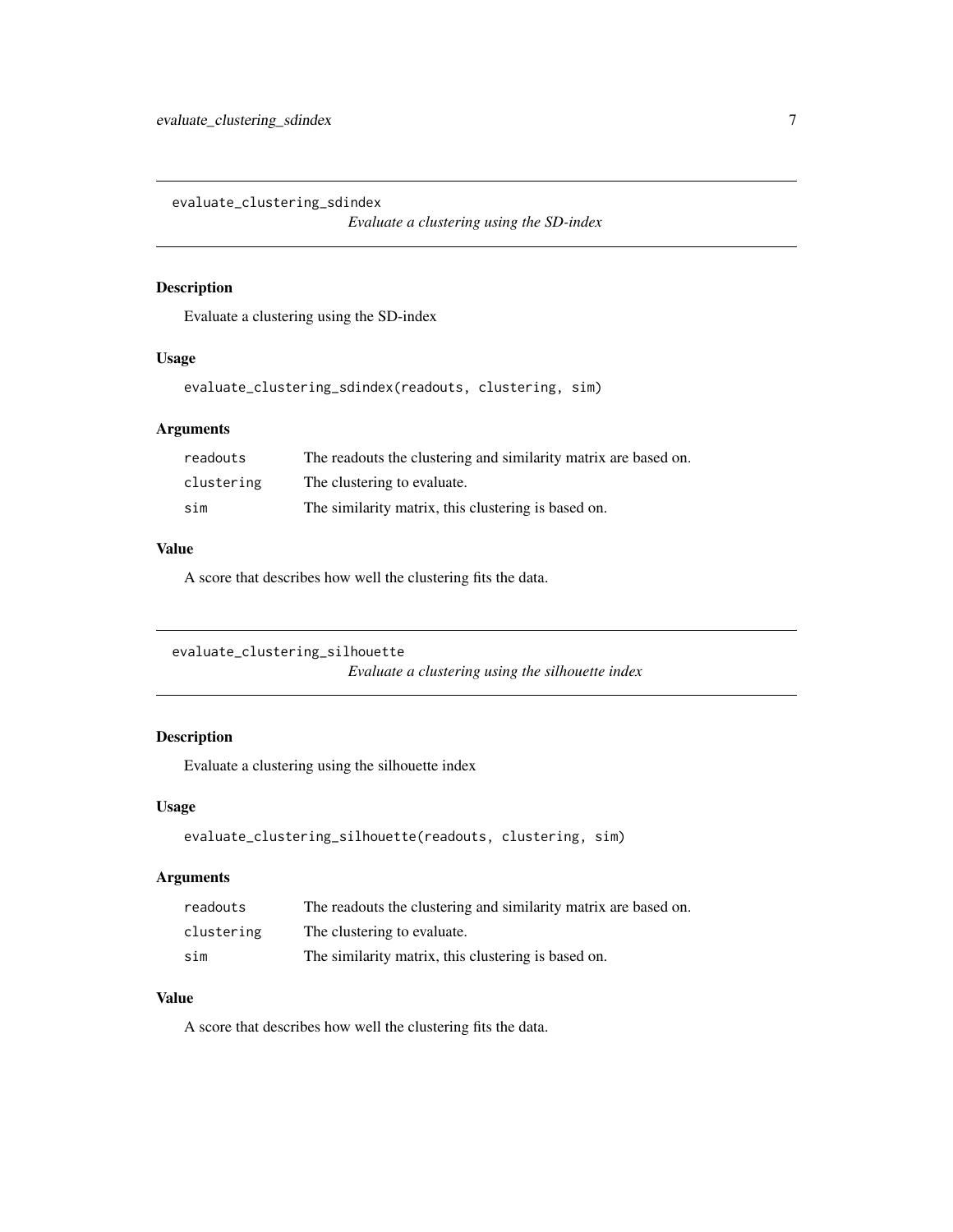## evaluate_clustering_sdindex

*Evaluate a clustering using the SD-index*

### Description

Evaluate a clustering using the SD-index

### Usage

```
evaluate_clustering_sdindex(readouts, clustering, sim)
```

### Arguments

| | |
|---|---|
| readouts | The readouts the clustering and similarity matrix are based on. |
| clustering | The clustering to evaluate. |
| sim | The similarity matrix, this clustering is based on. |

### Value

A score that describes how well the clustering fits the data.

## evaluate_clustering_silhouette

*Evaluate a clustering using the silhouette index*

### Description

Evaluate a clustering using the silhouette index

### Usage

```
evaluate_clustering_silhouette(readouts, clustering, sim)
```

### Arguments

| | |
|---|---|
| readouts | The readouts the clustering and similarity matrix are based on. |
| clustering | The clustering to evaluate. |
| sim | The similarity matrix, this clustering is based on. |

### Value

A score that describes how well the clustering fits the data.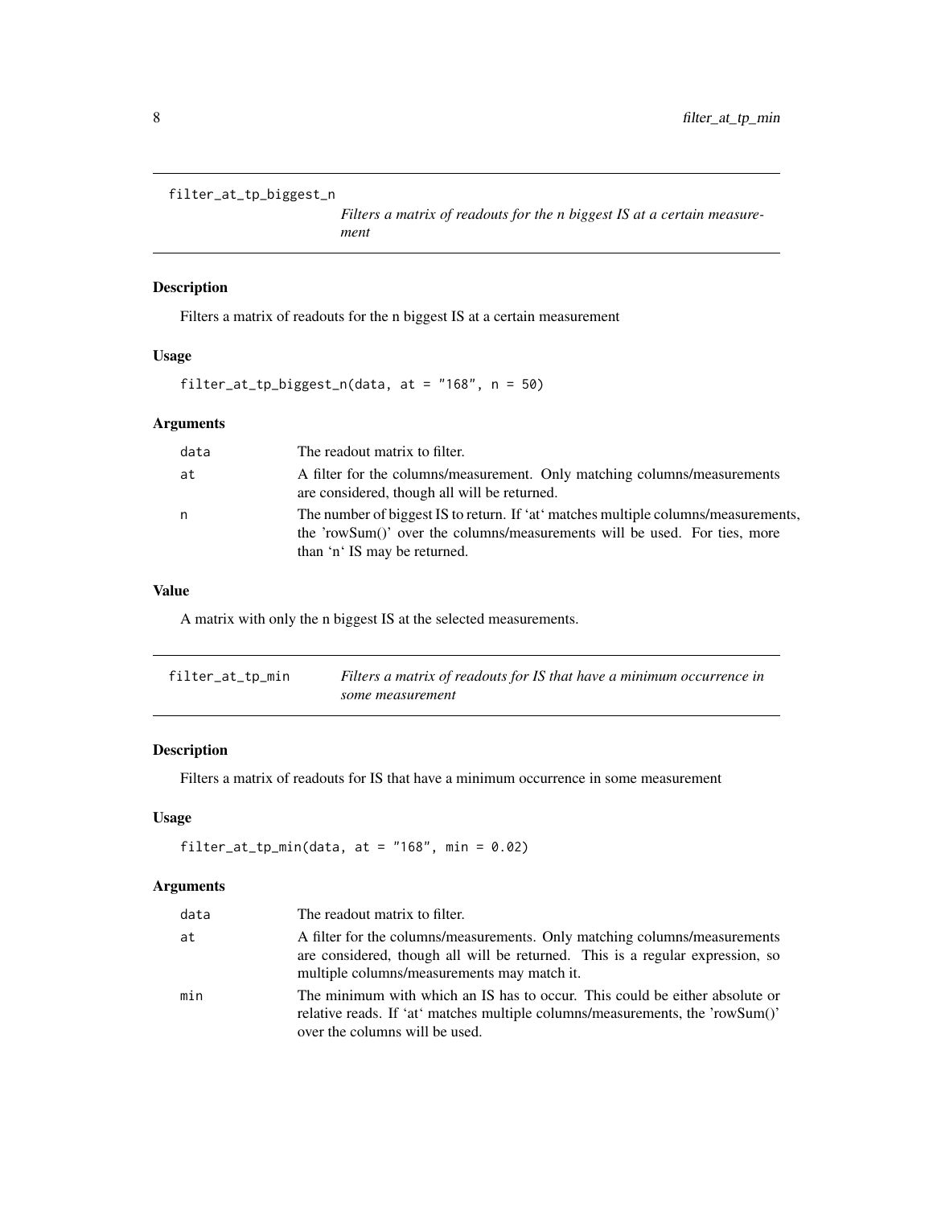## filter_at_tp_biggest_n

*Filters a matrix of readouts for the n biggest IS at a certain measurement*

### Description

Filters a matrix of readouts for the n biggest IS at a certain measurement

### Usage

```
filter_at_tp_biggest_n(data, at = "168", n = 50)
```

### Arguments

| | |
|---|---|
| data | The readout matrix to filter. |
| at | A filter for the columns/measurement. Only matching columns/measurements are considered, though all will be returned. |
| n | The number of biggest IS to return. If 'at' matches multiple columns/measurements, the 'rowSum()' over the columns/measurements will be used. For ties, more than 'n' IS may be returned. |

### Value

A matrix with only the n biggest IS at the selected measurements.

## filter_at_tp_min

*Filters a matrix of readouts for IS that have a minimum occurrence in some measurement*

### Description

Filters a matrix of readouts for IS that have a minimum occurrence in some measurement

### Usage

```
filter_at_tp_min(data, at = "168", min = 0.02)
```

### Arguments

| | |
|---|---|
| data | The readout matrix to filter. |
| at | A filter for the columns/measurements. Only matching columns/measurements are considered, though all will be returned. This is a regular expression, so multiple columns/measurements may match it. |
| min | The minimum with which an IS has to occur. This could be either absolute or relative reads. If 'at' matches multiple columns/measurements, the 'rowSum()' over the columns will be used. |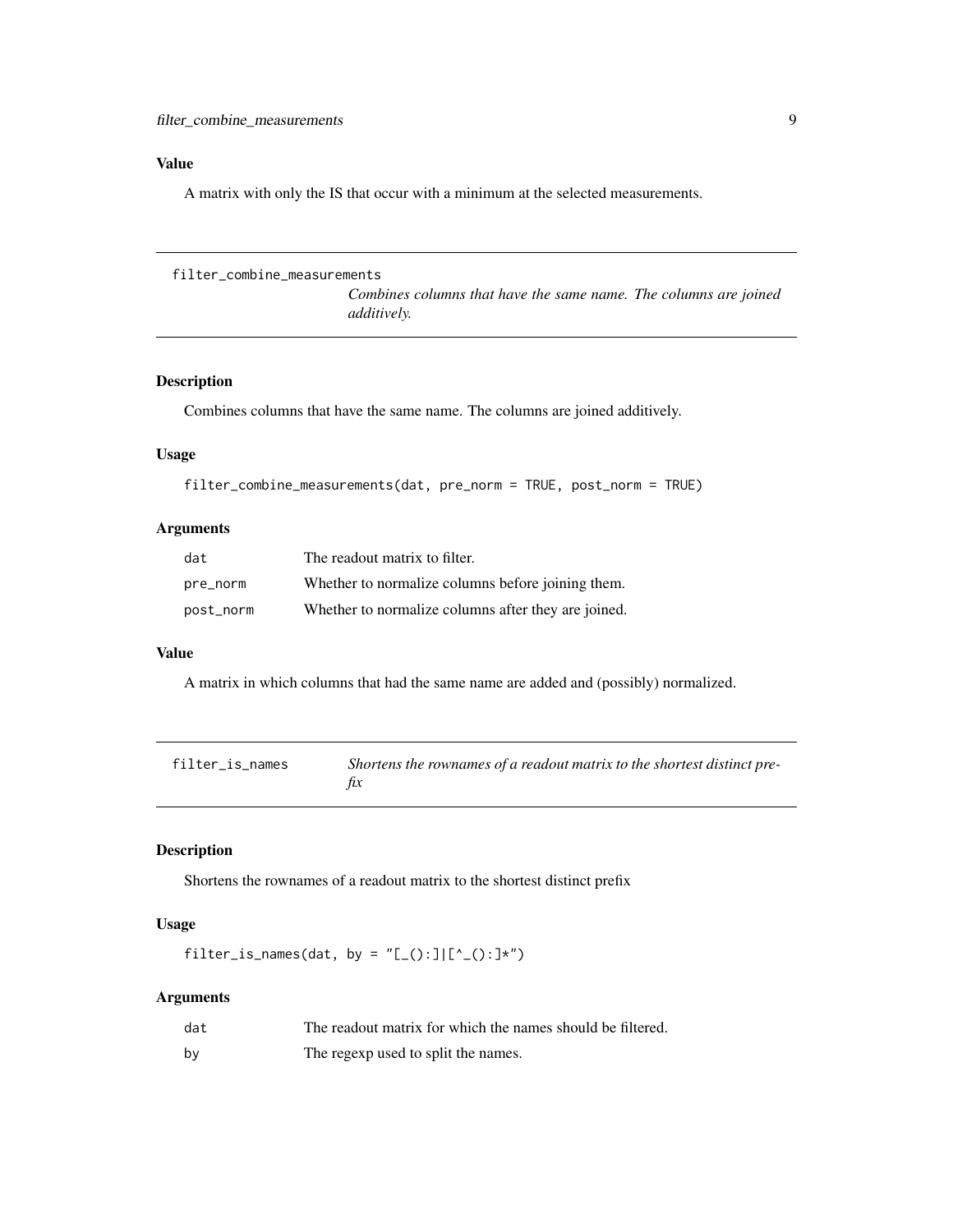### Value

A matrix with only the IS that occur with a minimum at the selected measurements.

---

## filter_combine_measurements

*Combines columns that have the same name. The columns are joined additively.*

---

### Description

Combines columns that have the same name. The columns are joined additively.

### Usage

```
filter_combine_measurements(dat, pre_norm = TRUE, post_norm = TRUE)
```

### Arguments

| | |
|---|---|
| `dat` | The readout matrix to filter. |
| `pre_norm` | Whether to normalize columns before joining them. |
| `post_norm` | Whether to normalize columns after they are joined. |

### Value

A matrix in which columns that had the same name are added and (possibly) normalized.

---

## filter_is_names

*Shortens the rownames of a readout matrix to the shortest distinct prefix*

---

### Description

Shortens the rownames of a readout matrix to the shortest distinct prefix

### Usage

```
filter_is_names(dat, by = "[_():]|[^_():]*")
```

### Arguments

| | |
|---|---|
| `dat` | The readout matrix for which the names should be filtered. |
| `by` | The regexp used to split the names. |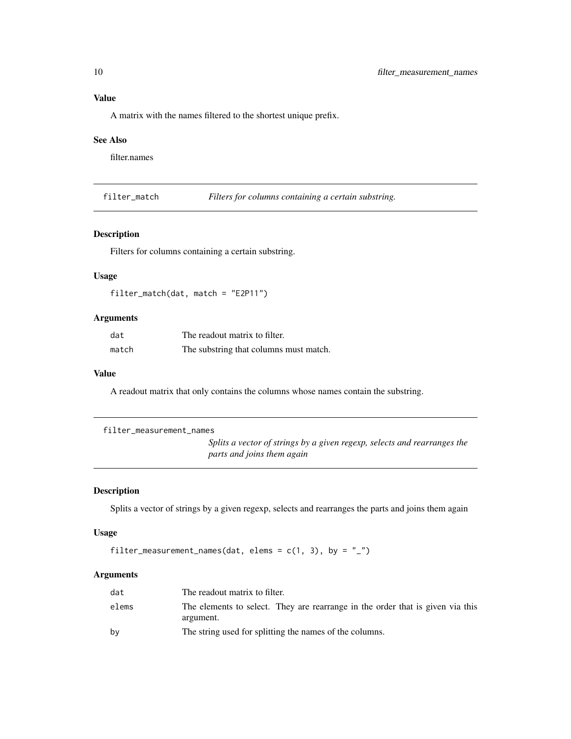### Value

A matrix with the names filtered to the shortest unique prefix.

### See Also

filter.names

## filter_match — *Filters for columns containing a certain substring.*

### Description

Filters for columns containing a certain substring.

### Usage

```
filter_match(dat, match = "E2P11")
```

### Arguments

| | |
|---|---|
| dat | The readout matrix to filter. |
| match | The substring that columns must match. |

### Value

A readout matrix that only contains the columns whose names contain the substring.

## filter_measurement_names — *Splits a vector of strings by a given regexp, selects and rearranges the parts and joins them again*

### Description

Splits a vector of strings by a given regexp, selects and rearranges the parts and joins them again

### Usage

```
filter_measurement_names(dat, elems = c(1, 3), by = "_")
```

### Arguments

| | |
|---|---|
| dat | The readout matrix to filter. |
| elems | The elements to select. They are rearrange in the order that is given via this argument. |
| by | The string used for splitting the names of the columns. |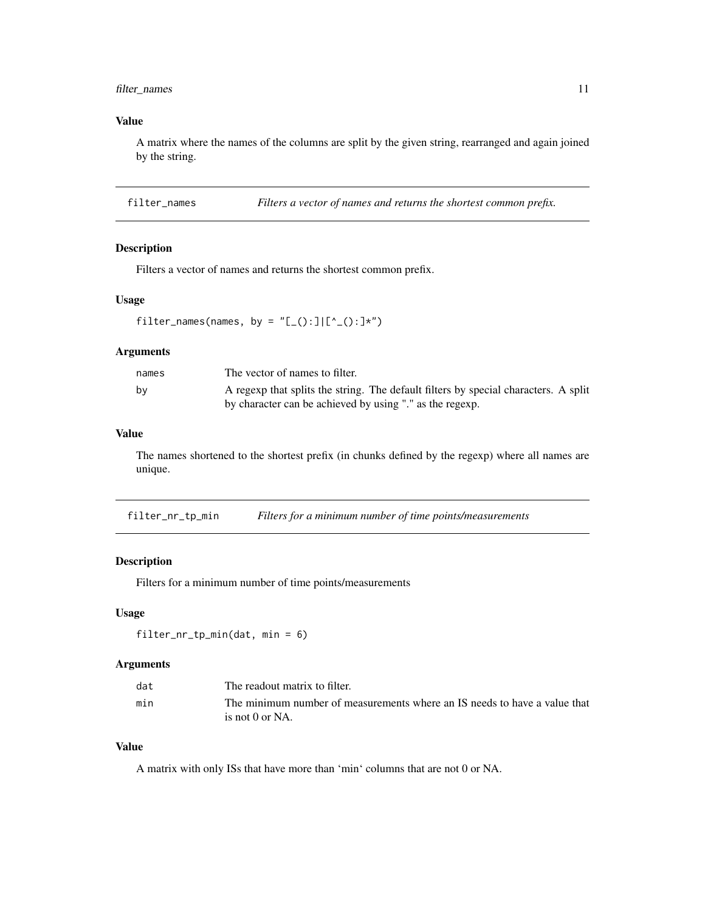### Value

A matrix where the names of the columns are split by the given string, rearranged and again joined by the string.

## filter_names — *Filters a vector of names and returns the shortest common prefix.*

### Description

Filters a vector of names and returns the shortest common prefix.

### Usage

```
filter_names(names, by = "[_():]|[^_():]*")
```

### Arguments

| | |
|---|---|
| names | The vector of names to filter. |
| by | A regexp that splits the string. The default filters by special characters. A split by character can be achieved by using "." as the regexp. |

### Value

The names shortened to the shortest prefix (in chunks defined by the regexp) where all names are unique.

## filter_nr_tp_min — *Filters for a minimum number of time points/measurements*

### Description

Filters for a minimum number of time points/measurements

### Usage

```
filter_nr_tp_min(dat, min = 6)
```

### Arguments

| | |
|---|---|
| dat | The readout matrix to filter. |
| min | The minimum number of measurements where an IS needs to have a value that is not 0 or NA. |

### Value

A matrix with only ISs that have more than 'min' columns that are not 0 or NA.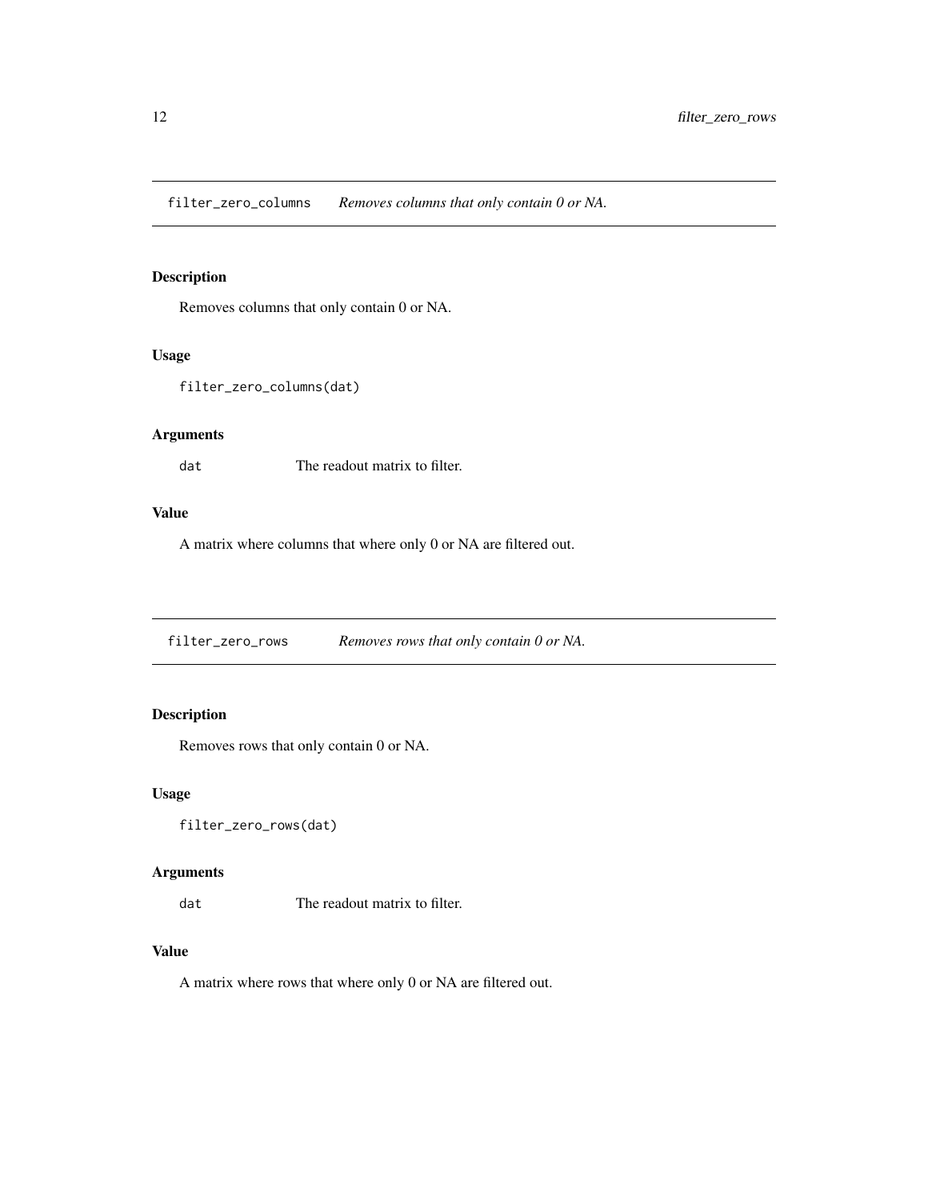## filter_zero_columns *Removes columns that only contain 0 or NA.*

### Description

Removes columns that only contain 0 or NA.

### Usage

```
filter_zero_columns(dat)
```

### Arguments

| | |
|---|---|
| dat | The readout matrix to filter. |

### Value

A matrix where columns that where only 0 or NA are filtered out.

## filter_zero_rows *Removes rows that only contain 0 or NA.*

### Description

Removes rows that only contain 0 or NA.

### Usage

```
filter_zero_rows(dat)
```

### Arguments

| | |
|---|---|
| dat | The readout matrix to filter. |

### Value

A matrix where rows that where only 0 or NA are filtered out.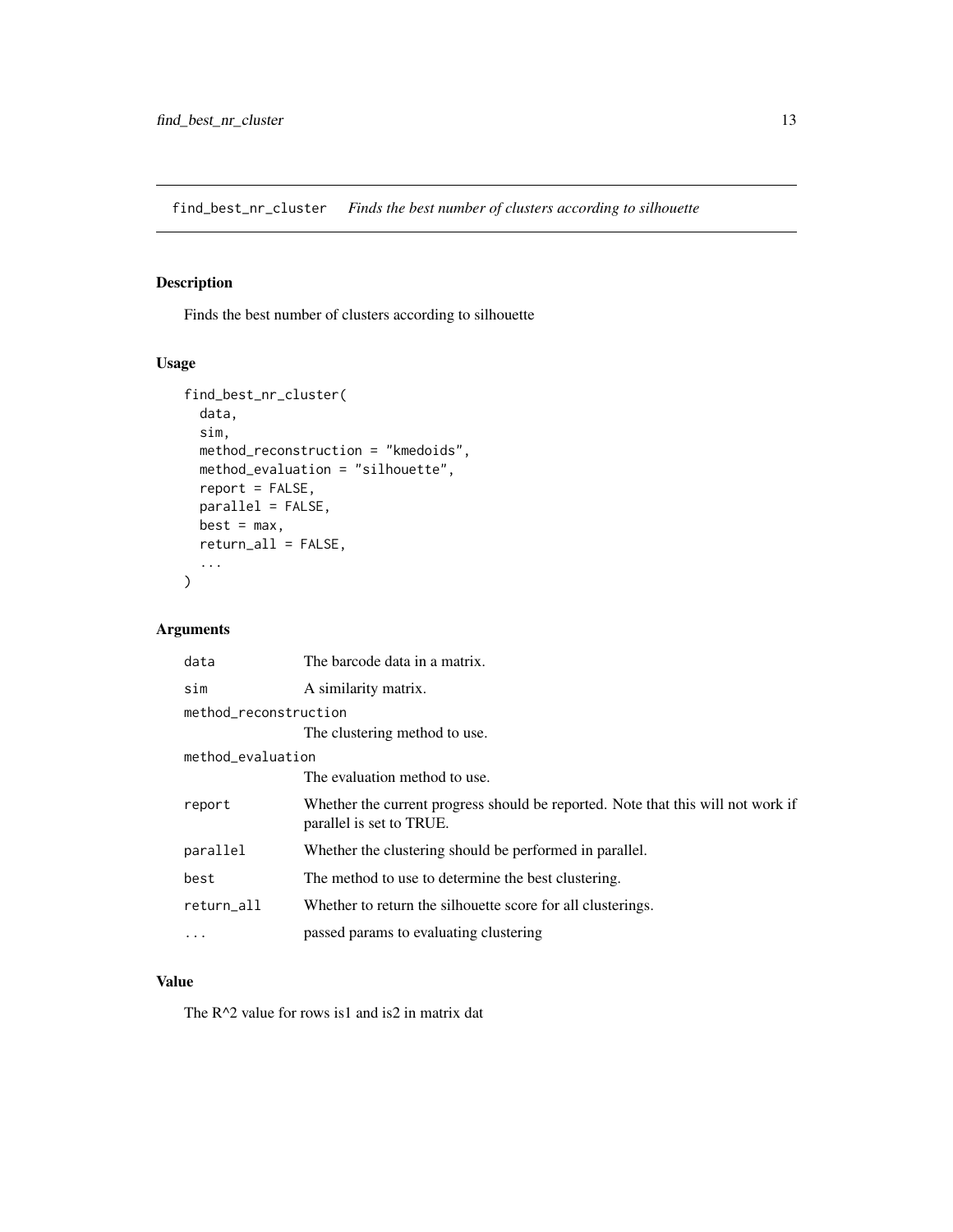# find_best_nr_cluster *Finds the best number of clusters according to silhouette*

## Description

Finds the best number of clusters according to silhouette

## Usage

```
find_best_nr_cluster(
  data,
  sim,
  method_reconstruction = "kmedoids",
  method_evaluation = "silhouette",
  report = FALSE,
  parallel = FALSE,
  best = max,
  return_all = FALSE,
  ...
)
```

## Arguments

| | |
|---|---|
| data | The barcode data in a matrix. |
| sim | A similarity matrix. |
| method_reconstruction | The clustering method to use. |
| method_evaluation | The evaluation method to use. |
| report | Whether the current progress should be reported. Note that this will not work if parallel is set to TRUE. |
| parallel | Whether the clustering should be performed in parallel. |
| best | The method to use to determine the best clustering. |
| return_all | Whether to return the silhouette score for all clusterings. |
| ... | passed params to evaluating clustering |

## Value

The $R^2$ value for rows is1 and is2 in matrix dat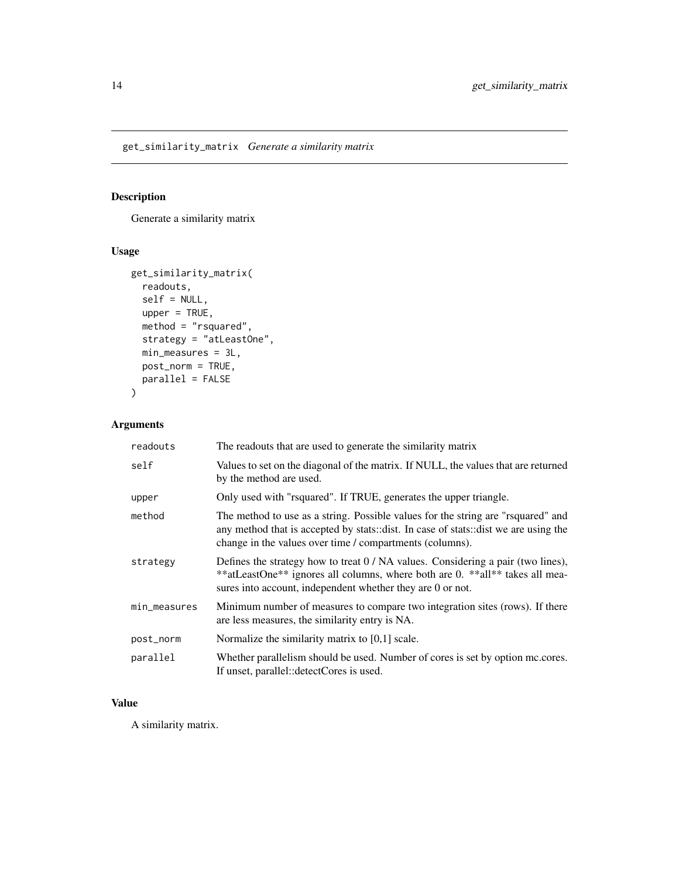# get_similarity_matrix *Generate a similarity matrix*

## Description

Generate a similarity matrix

## Usage

```
get_similarity_matrix(
  readouts,
  self = NULL,
  upper = TRUE,
  method = "rsquared",
  strategy = "atLeastOne",
  min_measures = 3L,
  post_norm = TRUE,
  parallel = FALSE
)
```

## Arguments

| | |
|---|---|
| `readouts` | The readouts that are used to generate the similarity matrix |
| `self` | Values to set on the diagonal of the matrix. If NULL, the values that are returned by the method are used. |
| `upper` | Only used with "rsquared". If TRUE, generates the upper triangle. |
| `method` | The method to use as a string. Possible values for the string are "rsquared" and any method that is accepted by stats::dist. In case of stats::dist we are using the change in the values over time / compartments (columns). |
| `strategy` | Defines the strategy how to treat 0 / NA values. Considering a pair (two lines), **atLeastOne** ignores all columns, where both are 0. **all** takes all measures into account, independent whether they are 0 or not. |
| `min_measures` | Minimum number of measures to compare two integration sites (rows). If there are less measures, the similarity entry is NA. |
| `post_norm` | Normalize the similarity matrix to [0,1] scale. |
| `parallel` | Whether parallelism should be used. Number of cores is set by option mc.cores. If unset, parallel::detectCores is used. |

## Value

A similarity matrix.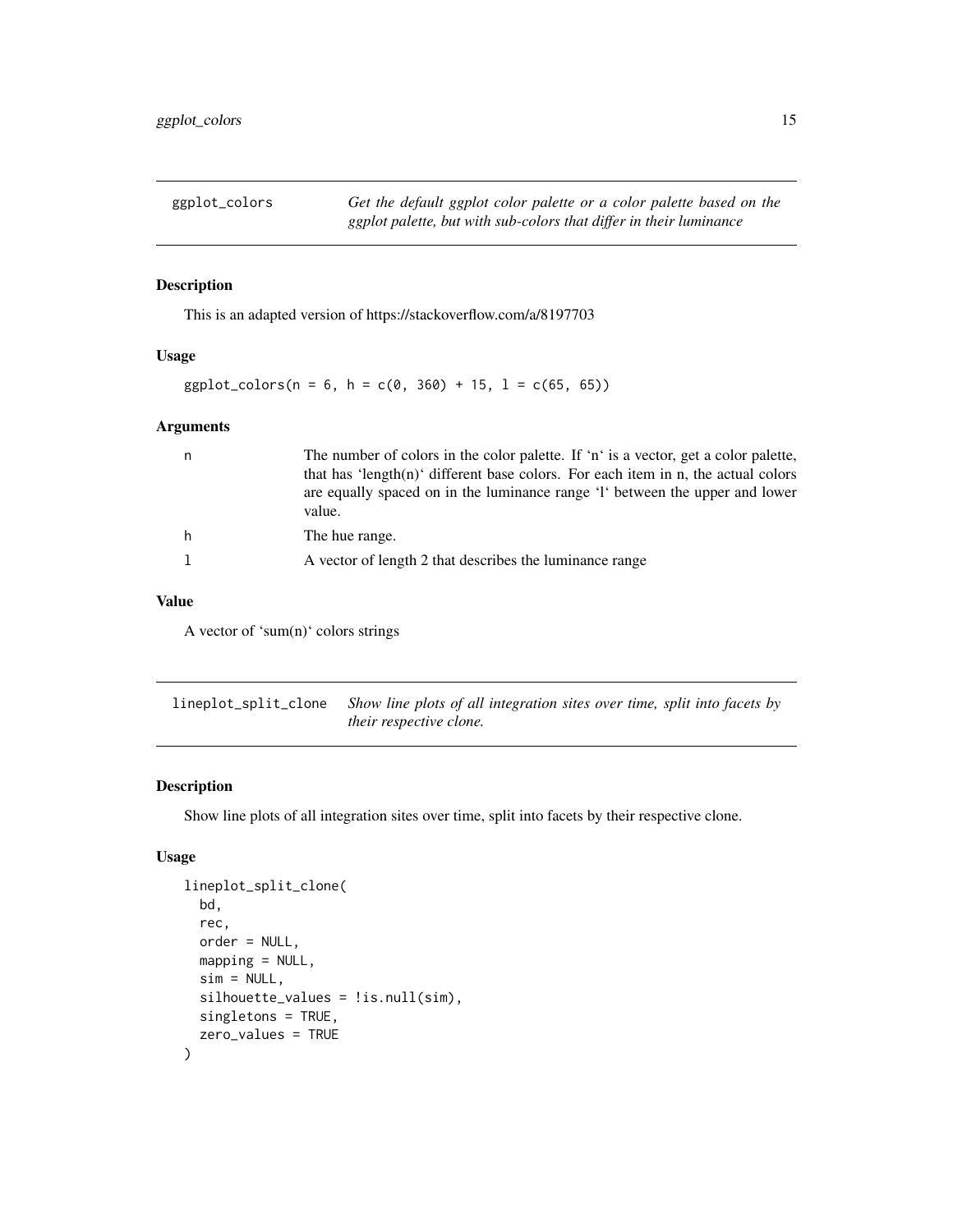## ggplot_colors

*Get the default ggplot color palette or a color palette based on the ggplot palette, but with sub-colors that differ in their luminance*

### Description

This is an adapted version of https://stackoverflow.com/a/8197703

### Usage

```
ggplot_colors(n = 6, h = c(0, 360) + 15, l = c(65, 65))
```

### Arguments

| | |
|---|---|
| n | The number of colors in the color palette. If 'n' is a vector, get a color palette, that has 'length(n)' different base colors. For each item in n, the actual colors are equally spaced on in the luminance range 'l' between the upper and lower value. |
| h | The hue range. |
| l | A vector of length 2 that describes the luminance range |

### Value

A vector of 'sum(n)' colors strings

## lineplot_split_clone

*Show line plots of all integration sites over time, split into facets by their respective clone.*

### Description

Show line plots of all integration sites over time, split into facets by their respective clone.

### Usage

```
lineplot_split_clone(
  bd,
  rec,
  order = NULL,
  mapping = NULL,
  sim = NULL,
  silhouette_values = !is.null(sim),
  singletons = TRUE,
  zero_values = TRUE
)
```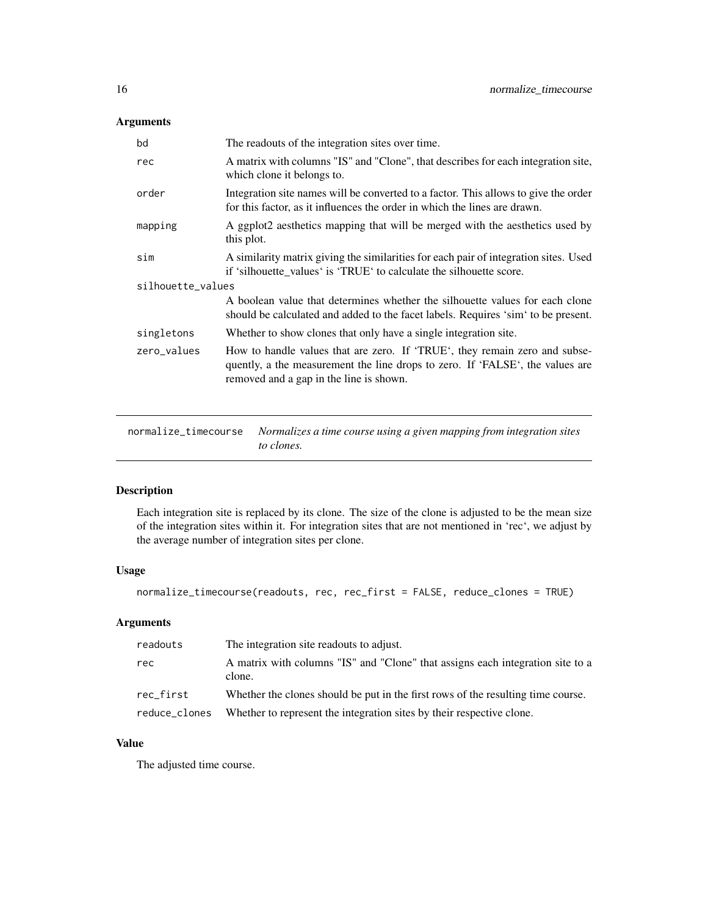### Arguments

| | |
|---|---|
| bd | The readouts of the integration sites over time. |
| rec | A matrix with columns "IS" and "Clone", that describes for each integration site, which clone it belongs to. |
| order | Integration site names will be converted to a factor. This allows to give the order for this factor, as it influences the order in which the lines are drawn. |
| mapping | A ggplot2 aesthetics mapping that will be merged with the aesthetics used by this plot. |
| sim | A similarity matrix giving the similarities for each pair of integration sites. Used if 'silhouette_values' is 'TRUE' to calculate the silhouette score. |
| silhouette_values | A boolean value that determines whether the silhouette values for each clone should be calculated and added to the facet labels. Requires 'sim' to be present. |
| singletons | Whether to show clones that only have a single integration site. |
| zero_values | How to handle values that are zero. If 'TRUE', they remain zero and subsequently, a the measurement the line drops to zero. If 'FALSE', the values are removed and a gap in the line is shown. |

---

## normalize_timecourse

*Normalizes a time course using a given mapping from integration sites to clones.*

### Description

Each integration site is replaced by its clone. The size of the clone is adjusted to be the mean size of the integration sites within it. For integration sites that are not mentioned in 'rec', we adjust by the average number of integration sites per clone.

### Usage

```
normalize_timecourse(readouts, rec, rec_first = FALSE, reduce_clones = TRUE)
```

### Arguments

| | |
|---|---|
| readouts | The integration site readouts to adjust. |
| rec | A matrix with columns "IS" and "Clone" that assigns each integration site to a clone. |
| rec_first | Whether the clones should be put in the first rows of the resulting time course. |
| reduce_clones | Whether to represent the integration sites by their respective clone. |

### Value

The adjusted time course.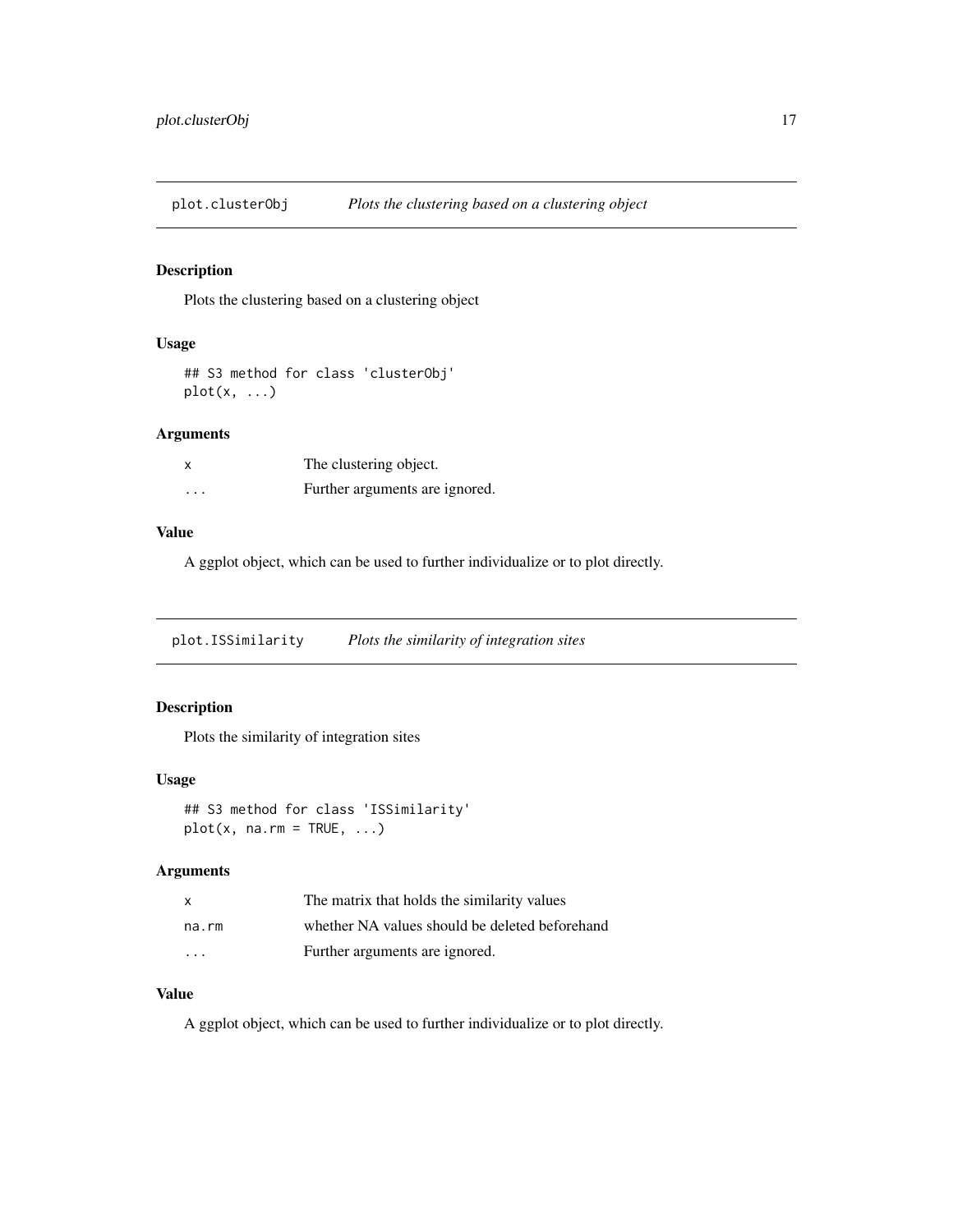## plot.clusterObj — *Plots the clustering based on a clustering object*

### Description

Plots the clustering based on a clustering object

### Usage

```
## S3 method for class 'clusterObj'
plot(x, ...)
```

### Arguments

| | |
|---|---|
| x | The clustering object. |
| ... | Further arguments are ignored. |

### Value

A ggplot object, which can be used to further individualize or to plot directly.

## plot.ISSimilarity — *Plots the similarity of integration sites*

### Description

Plots the similarity of integration sites

### Usage

```
## S3 method for class 'ISSimilarity'
plot(x, na.rm = TRUE, ...)
```

### Arguments

| | |
|---|---|
| x | The matrix that holds the similarity values |
| na.rm | whether NA values should be deleted beforehand |
| ... | Further arguments are ignored. |

### Value

A ggplot object, which can be used to further individualize or to plot directly.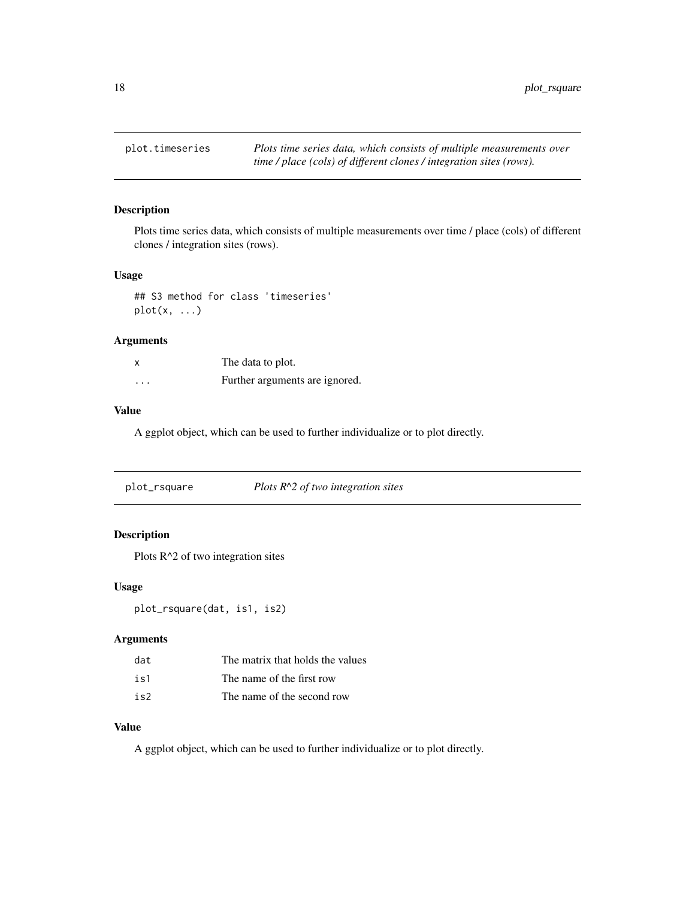## plot.timeseries — *Plots time series data, which consists of multiple measurements over time / place (cols) of different clones / integration sites (rows).*

### Description

Plots time series data, which consists of multiple measurements over time / place (cols) of different clones / integration sites (rows).

### Usage

```
## S3 method for class 'timeseries'
plot(x, ...)
```

### Arguments

| | |
|---|---|
| `x` | The data to plot. |
| `...` | Further arguments are ignored. |

### Value

A ggplot object, which can be used to further individualize or to plot directly.

## plot_rsquare — *Plots R^2 of two integration sites*

### Description

Plots R^2 of two integration sites

### Usage

```
plot_rsquare(dat, is1, is2)
```

### Arguments

| | |
|---|---|
| `dat` | The matrix that holds the values |
| `is1` | The name of the first row |
| `is2` | The name of the second row |

### Value

A ggplot object, which can be used to further individualize or to plot directly.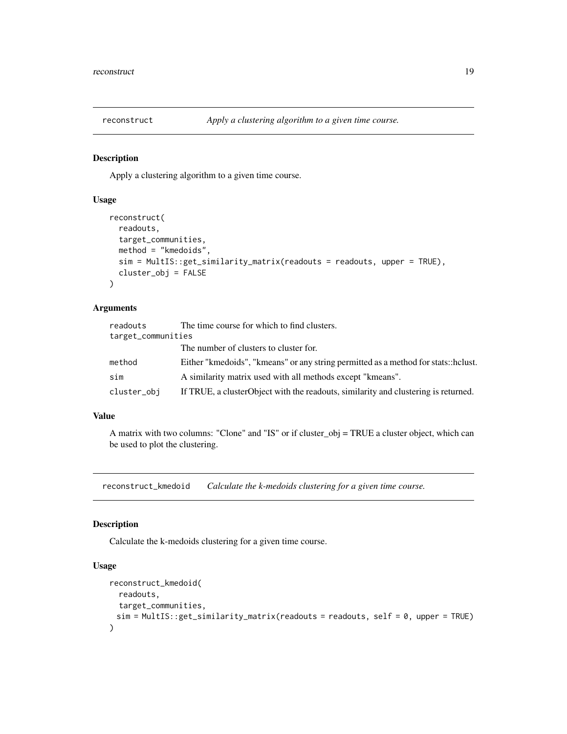## reconstruct — *Apply a clustering algorithm to a given time course.*

### Description

Apply a clustering algorithm to a given time course.

### Usage

```
reconstruct(
  readouts,
  target_communities,
  method = "kmedoids",
  sim = MultIS::get_similarity_matrix(readouts = readouts, upper = TRUE),
  cluster_obj = FALSE
)
```

### Arguments

| | |
|---|---|
| readouts | The time course for which to find clusters. |
| target_communities | The number of clusters to cluster for. |
| method | Either "kmedoids", "kmeans" or any string permitted as a method for stats::hclust. |
| sim | A similarity matrix used with all methods except "kmeans". |
| cluster_obj | If TRUE, a clusterObject with the readouts, similarity and clustering is returned. |

### Value

A matrix with two columns: "Clone" and "IS" or if cluster_obj = TRUE a cluster object, which can be used to plot the clustering.

## reconstruct_kmedoid — *Calculate the k-medoids clustering for a given time course.*

### Description

Calculate the k-medoids clustering for a given time course.

### Usage

```
reconstruct_kmedoid(
  readouts,
  target_communities,
  sim = MultIS::get_similarity_matrix(readouts = readouts, self = 0, upper = TRUE)
)
```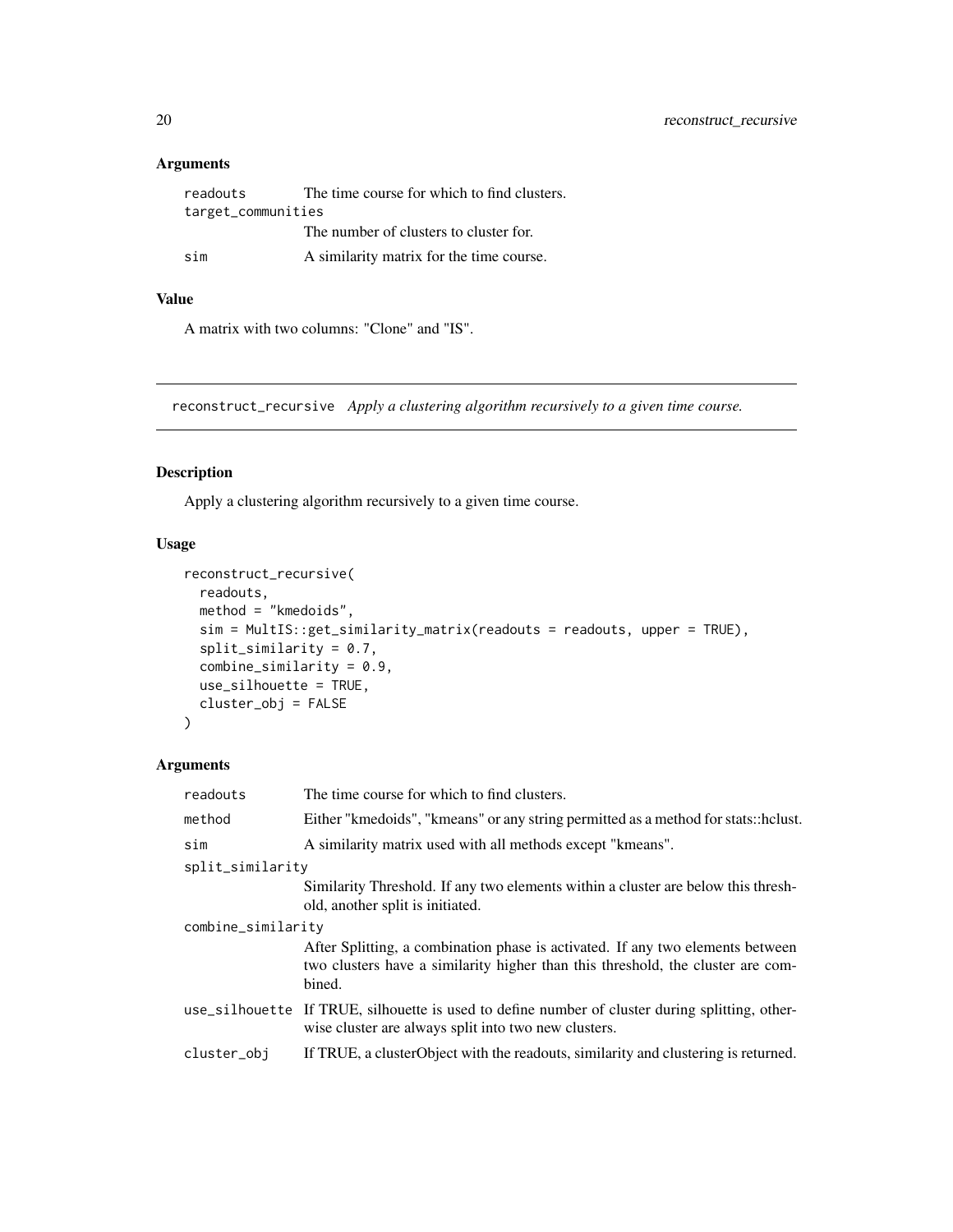### Arguments

| | |
|---|---|
| readouts | The time course for which to find clusters. |
| target_communities | The number of clusters to cluster for. |
| sim | A similarity matrix for the time course. |

### Value

A matrix with two columns: "Clone" and "IS".

---

## reconstruct_recursive *Apply a clustering algorithm recursively to a given time course.*

---

### Description

Apply a clustering algorithm recursively to a given time course.

### Usage

```
reconstruct_recursive(
  readouts,
  method = "kmedoids",
  sim = MultIS::get_similarity_matrix(readouts = readouts, upper = TRUE),
  split_similarity = 0.7,
  combine_similarity = 0.9,
  use_silhouette = TRUE,
  cluster_obj = FALSE
)
```

### Arguments

| | |
|---|---|
| readouts | The time course for which to find clusters. |
| method | Either "kmedoids", "kmeans" or any string permitted as a method for stats::hclust. |
| sim | A similarity matrix used with all methods except "kmeans". |
| split_similarity | Similarity Threshold. If any two elements within a cluster are below this threshold, another split is initiated. |
| combine_similarity | After Splitting, a combination phase is activated. If any two elements between two clusters have a similarity higher than this threshold, the cluster are combined. |
| use_silhouette | If TRUE, silhouette is used to define number of cluster during splitting, otherwise cluster are always split into two new clusters. |
| cluster_obj | If TRUE, a clusterObject with the readouts, similarity and clustering is returned. |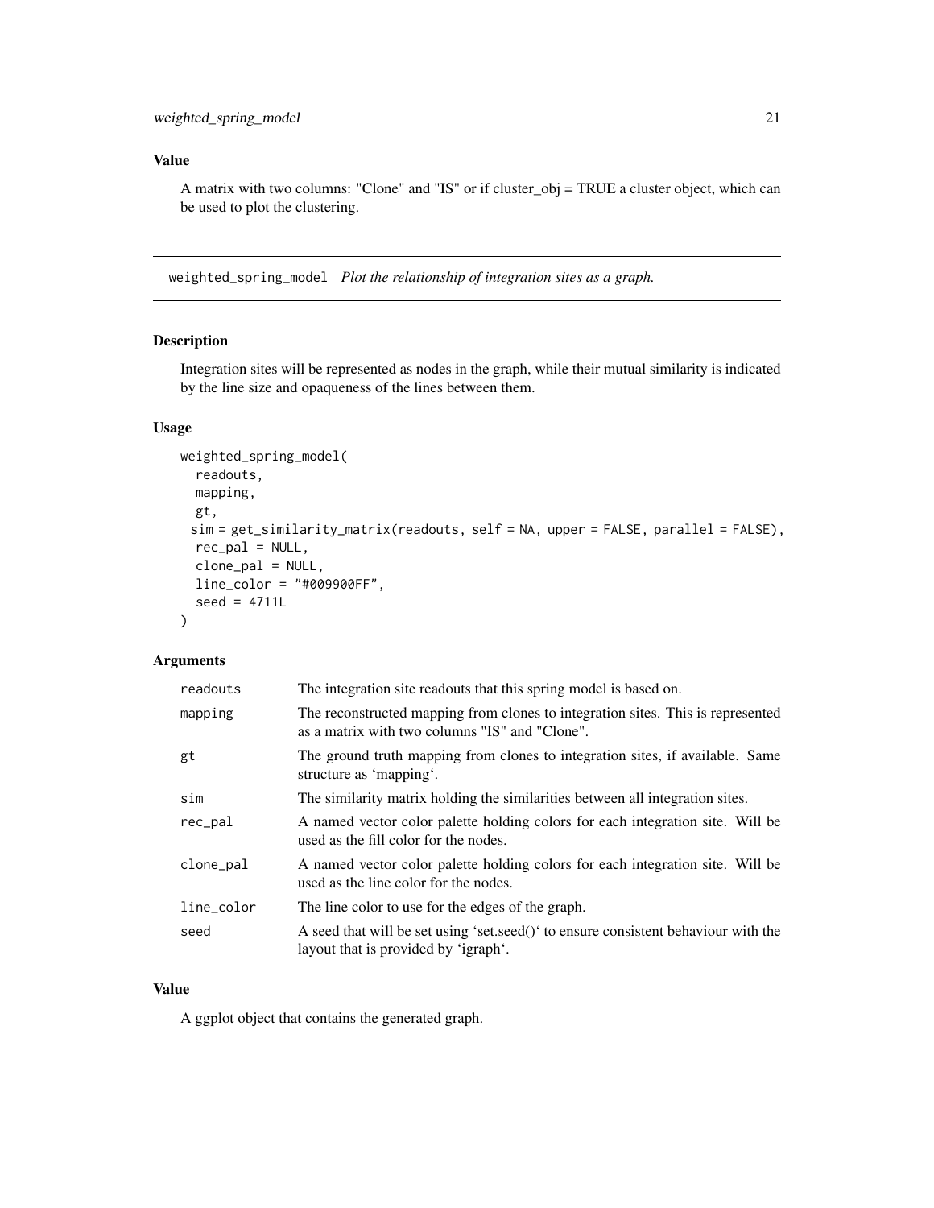## Value

A matrix with two columns: "Clone" and "IS" or if cluster_obj = TRUE a cluster object, which can be used to plot the clustering.

---

# weighted_spring_model *Plot the relationship of integration sites as a graph.*

## Description

Integration sites will be represented as nodes in the graph, while their mutual similarity is indicated by the line size and opaqueness of the lines between them.

## Usage

```
weighted_spring_model(
  readouts,
  mapping,
  gt,
  sim = get_similarity_matrix(readouts, self = NA, upper = FALSE, parallel = FALSE),
  rec_pal = NULL,
  clone_pal = NULL,
  line_color = "#009900FF",
  seed = 4711L
)
```

## Arguments

| | |
|---|---|
| readouts | The integration site readouts that this spring model is based on. |
| mapping | The reconstructed mapping from clones to integration sites. This is represented as a matrix with two columns "IS" and "Clone". |
| gt | The ground truth mapping from clones to integration sites, if available. Same structure as 'mapping'. |
| sim | The similarity matrix holding the similarities between all integration sites. |
| rec_pal | A named vector color palette holding colors for each integration site. Will be used as the fill color for the nodes. |
| clone_pal | A named vector color palette holding colors for each integration site. Will be used as the line color for the nodes. |
| line_color | The line color to use for the edges of the graph. |
| seed | A seed that will be set using 'set.seed()' to ensure consistent behaviour with the layout that is provided by 'igraph'. |

## Value

A ggplot object that contains the generated graph.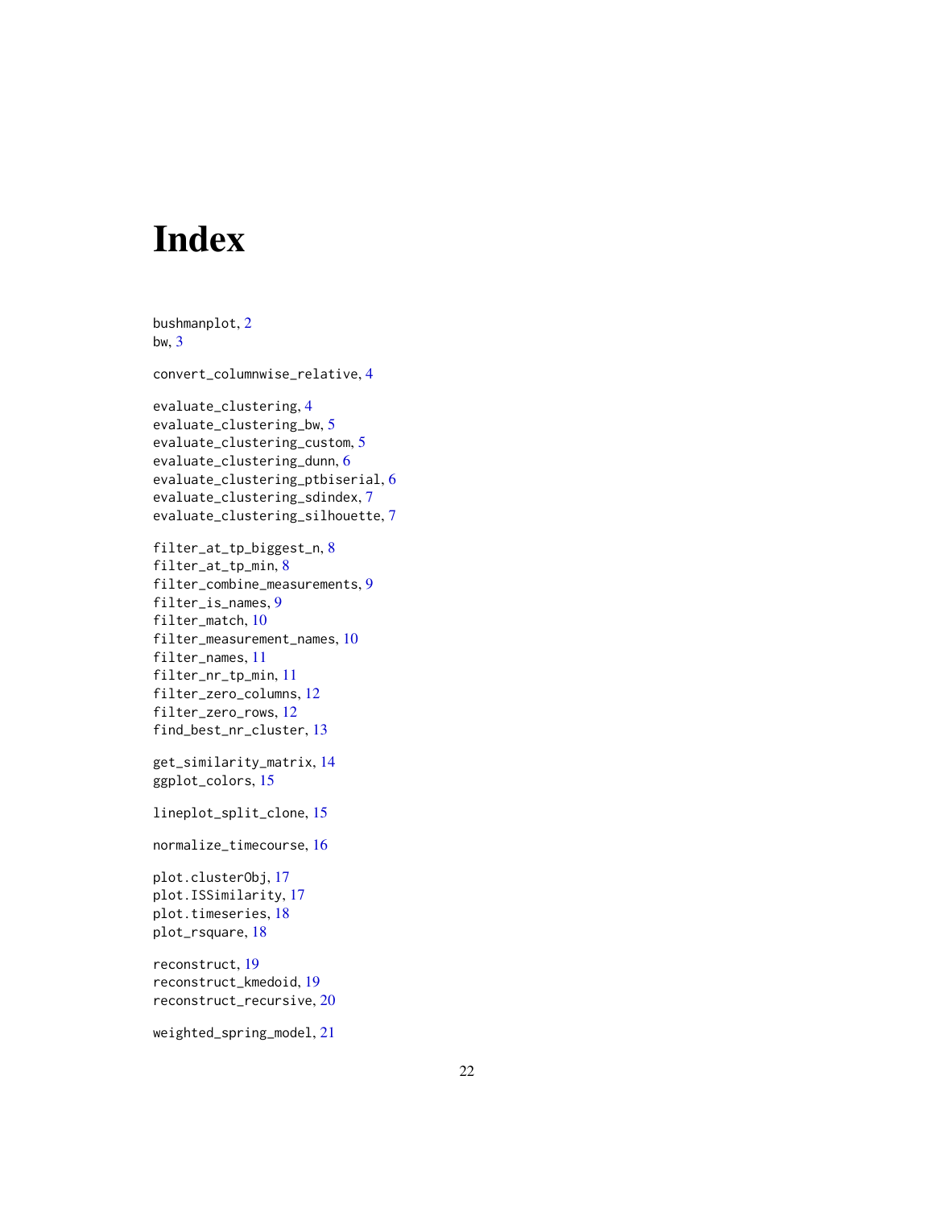# Index

bushmanplot, 2
bw, 3

convert_columnwise_relative, 4

evaluate_clustering, 4
evaluate_clustering_bw, 5
evaluate_clustering_custom, 5
evaluate_clustering_dunn, 6
evaluate_clustering_ptbiserial, 6
evaluate_clustering_sdindex, 7
evaluate_clustering_silhouette, 7

filter_at_tp_biggest_n, 8
filter_at_tp_min, 8
filter_combine_measurements, 9
filter_is_names, 9
filter_match, 10
filter_measurement_names, 10
filter_names, 11
filter_nr_tp_min, 11
filter_zero_columns, 12
filter_zero_rows, 12
find_best_nr_cluster, 13

get_similarity_matrix, 14
ggplot_colors, 15

lineplot_split_clone, 15

normalize_timecourse, 16

plot.clusterObj, 17
plot.ISSimilarity, 17
plot.timeseries, 18
plot_rsquare, 18

reconstruct, 19
reconstruct_kmedoid, 19
reconstruct_recursive, 20

weighted_spring_model, 21